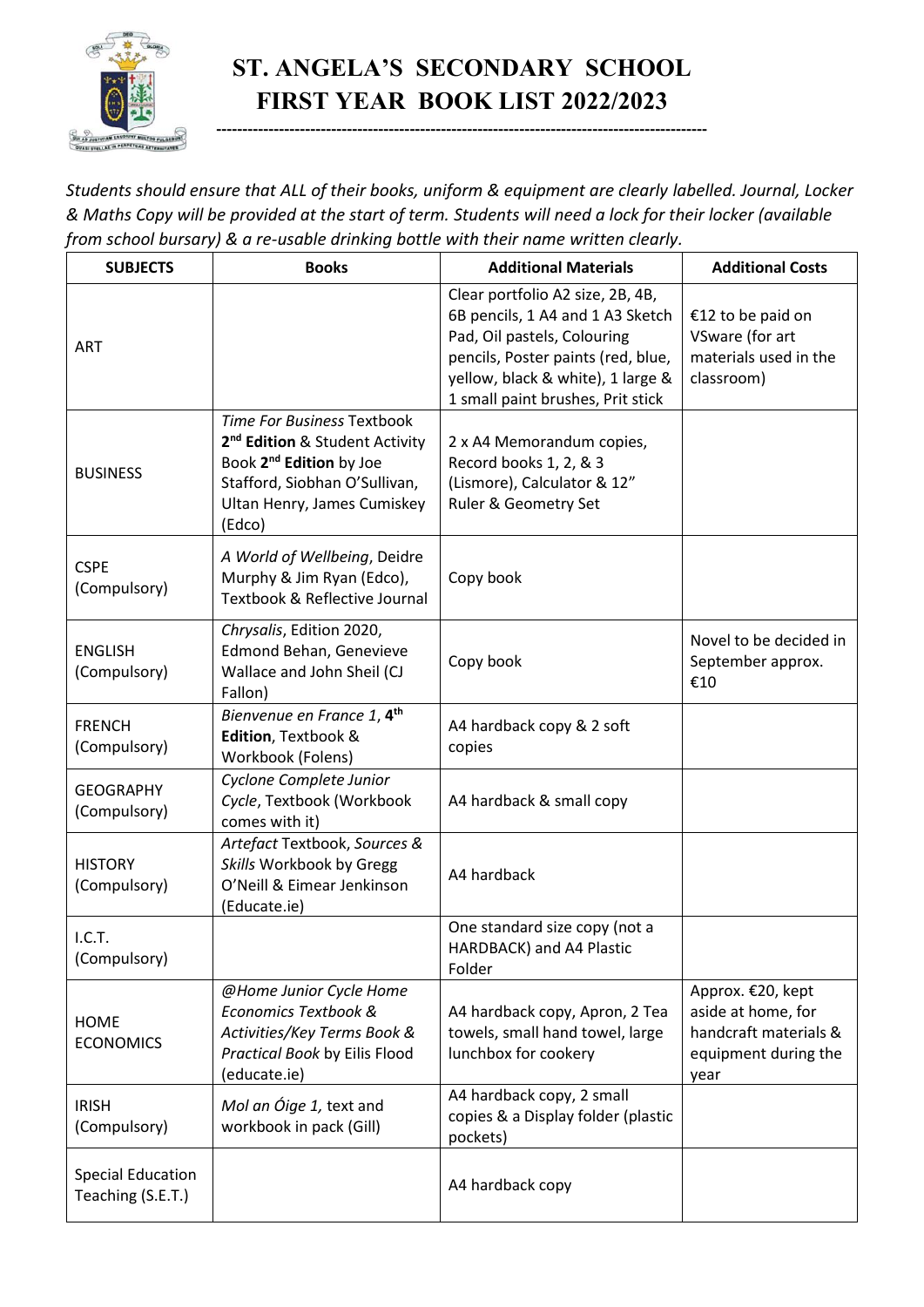# ST. ANGELA'S SECONDARY SCHOOL
# FIRST YEAR BOOK LIST 2022/2023

---

*Students should ensure that ALL of their books, uniform & equipment are clearly labelled. Journal, Locker & Maths Copy will be provided at the start of term. Students will need a lock for their locker (available from school bursary) & a re-usable drinking bottle with their name written clearly.*

| SUBJECTS | Books | Additional Materials | Additional Costs |
|---|---|---|---|
| ART | | Clear portfolio A2 size, 2B, 4B, 6B pencils, 1 A4 and 1 A3 Sketch Pad, Oil pastels, Colouring pencils, Poster paints (red, blue, yellow, black & white), 1 large & 1 small paint brushes, Prit stick | €12 to be paid on VSware (for art materials used in the classroom) |
| BUSINESS | *Time For Business* Textbook **2nd Edition** & Student Activity Book **2nd Edition** by Joe Stafford, Siobhan O'Sullivan, Ultan Henry, James Cumiskey (Edco) | 2 x A4 Memorandum copies, Record books 1, 2, & 3 (Lismore), Calculator & 12" Ruler & Geometry Set | |
| CSPE (Compulsory) | *A World of Wellbeing*, Deidre Murphy & Jim Ryan (Edco), Textbook & Reflective Journal | Copy book | |
| ENGLISH (Compulsory) | *Chrysalis*, Edition 2020, Edmond Behan, Genevieve Wallace and John Sheil (CJ Fallon) | Copy book | Novel to be decided in September approx. €10 |
| FRENCH (Compulsory) | *Bienvenue en France 1*, **4th Edition**, Textbook & Workbook (Folens) | A4 hardback copy & 2 soft copies | |
| GEOGRAPHY (Compulsory) | *Cyclone Complete Junior Cycle*, Textbook (Workbook comes with it) | A4 hardback & small copy | |
| HISTORY (Compulsory) | *Artefact* Textbook, *Sources & Skills* Workbook by Gregg O'Neill & Eimear Jenkinson (Educate.ie) | A4 hardback | |
| I.C.T. (Compulsory) | | One standard size copy (not a HARDBACK) and A4 Plastic Folder | |
| HOME ECONOMICS | *@Home Junior Cycle Home Economics Textbook & Activities/Key Terms Book & Practical Book* by Eilis Flood (educate.ie) | A4 hardback copy, Apron, 2 Tea towels, small hand towel, large lunchbox for cookery | Approx. €20, kept aside at home, for handcraft materials & equipment during the year |
| IRISH (Compulsory) | *Mol an Óige 1,* text and workbook in pack (Gill) | A4 hardback copy, 2 small copies & a Display folder (plastic pockets) | |
| Special Education Teaching (S.E.T.) | | A4 hardback copy | |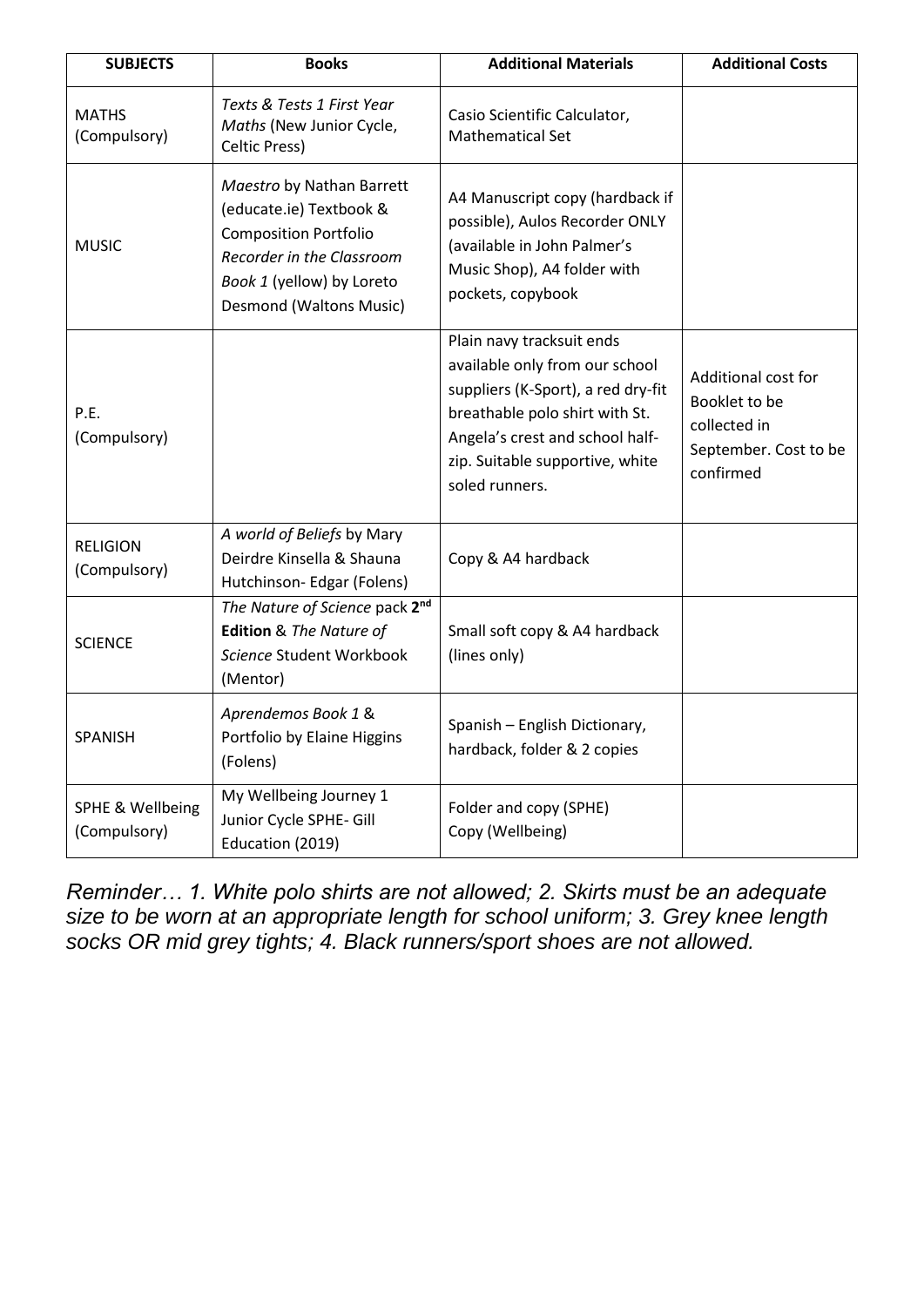| SUBJECTS | Books | Additional Materials | Additional Costs |
|---|---|---|---|
| MATHS (Compulsory) | *Texts & Tests 1 First Year Maths* (New Junior Cycle, Celtic Press) | Casio Scientific Calculator, Mathematical Set | |
| MUSIC | *Maestro* by Nathan Barrett (educate.ie) Textbook & Composition Portfolio *Recorder in the Classroom Book 1* (yellow) by Loreto Desmond (Waltons Music) | A4 Manuscript copy (hardback if possible), Aulos Recorder ONLY (available in John Palmer's Music Shop), A4 folder with pockets, copybook | |
| P.E. (Compulsory) | | Plain navy tracksuit ends available only from our school suppliers (K-Sport), a red dry-fit breathable polo shirt with St. Angela's crest and school half-zip. Suitable supportive, white soled runners. | Additional cost for Booklet to be collected in September. Cost to be confirmed |
| RELIGION (Compulsory) | *A world of Beliefs* by Mary Deirdre Kinsella & Shauna Hutchinson- Edgar (Folens) | Copy & A4 hardback | |
| SCIENCE | *The Nature of Science* pack **2nd Edition** & *The Nature of Science* Student Workbook (Mentor) | Small soft copy & A4 hardback (lines only) | |
| SPANISH | *Aprendemos Book 1* & Portfolio by Elaine Higgins (Folens) | Spanish – English Dictionary, hardback, folder & 2 copies | |
| SPHE & Wellbeing (Compulsory) | My Wellbeing Journey 1 Junior Cycle SPHE- Gill Education (2019) | Folder and copy (SPHE) Copy (Wellbeing) | |

*Reminder… 1. White polo shirts are not allowed; 2. Skirts must be an adequate size to be worn at an appropriate length for school uniform; 3. Grey knee length socks OR mid grey tights; 4. Black runners/sport shoes are not allowed.*